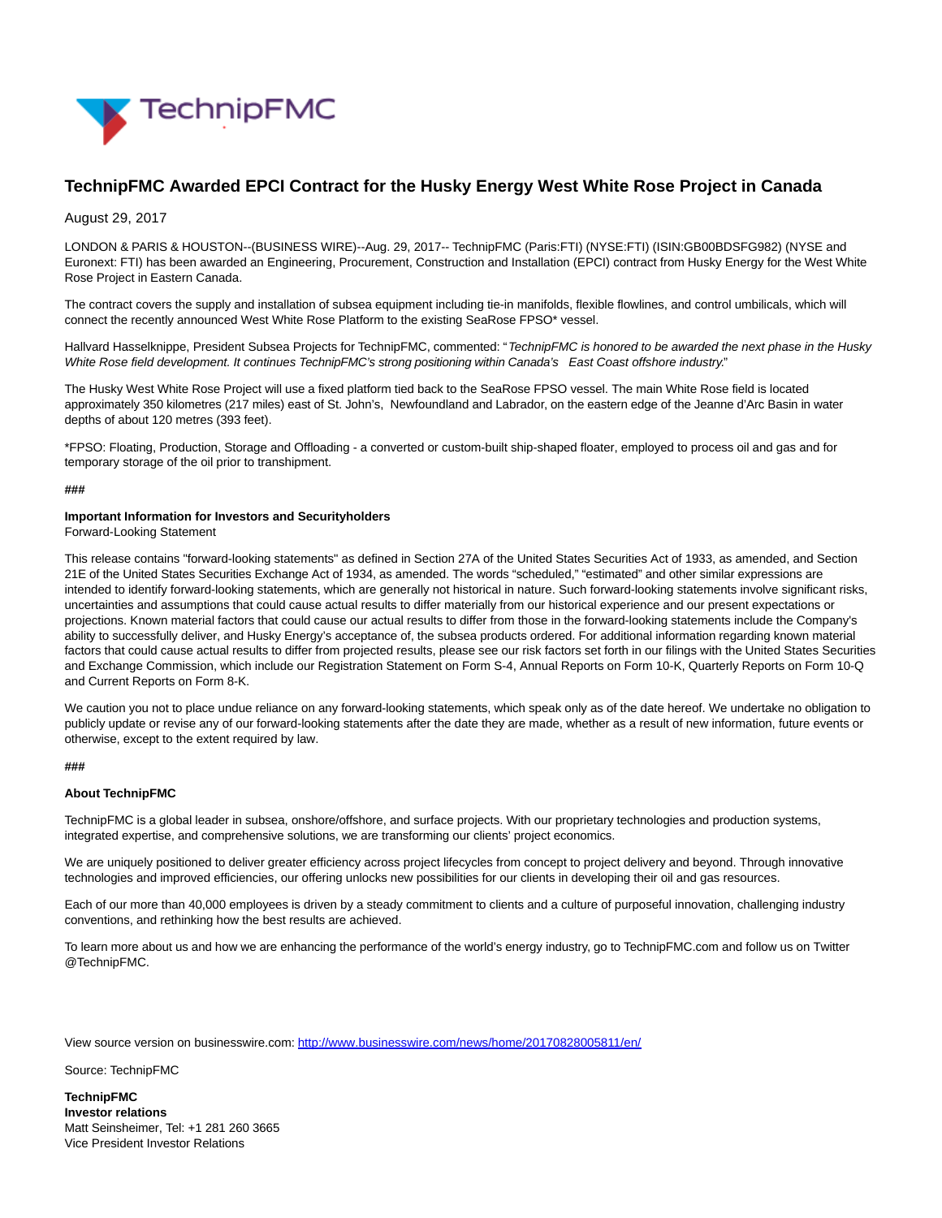TechnipFMC

# TechnipFMC Awarded EPCI Contract for the Husky Energy West White Rose Project in Canada

August 29, 2017

LONDON & PARIS & HOUSTON--(BUSINESS WIRE)--Aug. 29, 2017-- TechnipFMC (Paris:FTI) (NYSE:FTI) (ISIN:GB00BDSFG982) (NYSE and Euronext: FTI) has been awarded an Engineering, Procurement, Construction and Installation (EPCI) contract from Husky Energy for the West White Rose Project in Eastern Canada.

The contract covers the supply and installation of subsea equipment including tie-in manifolds, flexible flowlines, and control umbilicals, which will connect the recently announced West White Rose Platform to the existing SeaRose FPSO* vessel.

Hallvard Hasselknippe, President Subsea Projects for TechnipFMC, commented: "*TechnipFMC is honored to be awarded the next phase in the Husky White Rose field development. It continues TechnipFMC's strong positioning within Canada's East Coast offshore industry.*"

The Husky West White Rose Project will use a fixed platform tied back to the SeaRose FPSO vessel. The main White Rose field is located approximately 350 kilometres (217 miles) east of St. John's, Newfoundland and Labrador, on the eastern edge of the Jeanne d'Arc Basin in water depths of about 120 metres (393 feet).

*FPSO: Floating, Production, Storage and Offloading - a converted or custom-built ship-shaped floater, employed to process oil and gas and for temporary storage of the oil prior to transhipment.

###

**Important Information for Investors and Securityholders**
Forward-Looking Statement

This release contains "forward-looking statements" as defined in Section 27A of the United States Securities Act of 1933, as amended, and Section 21E of the United States Securities Exchange Act of 1934, as amended. The words "scheduled," "estimated" and other similar expressions are intended to identify forward-looking statements, which are generally not historical in nature. Such forward-looking statements involve significant risks, uncertainties and assumptions that could cause actual results to differ materially from our historical experience and our present expectations or projections. Known material factors that could cause our actual results to differ from those in the forward-looking statements include the Company's ability to successfully deliver, and Husky Energy's acceptance of, the subsea products ordered. For additional information regarding known material factors that could cause actual results to differ from projected results, please see our risk factors set forth in our filings with the United States Securities and Exchange Commission, which include our Registration Statement on Form S-4, Annual Reports on Form 10-K, Quarterly Reports on Form 10-Q and Current Reports on Form 8-K.

We caution you not to place undue reliance on any forward-looking statements, which speak only as of the date hereof. We undertake no obligation to publicly update or revise any of our forward-looking statements after the date they are made, whether as a result of new information, future events or otherwise, except to the extent required by law.

###

**About TechnipFMC**

TechnipFMC is a global leader in subsea, onshore/offshore, and surface projects. With our proprietary technologies and production systems, integrated expertise, and comprehensive solutions, we are transforming our clients' project economics.

We are uniquely positioned to deliver greater efficiency across project lifecycles from concept to project delivery and beyond. Through innovative technologies and improved efficiencies, our offering unlocks new possibilities for our clients in developing their oil and gas resources.

Each of our more than 40,000 employees is driven by a steady commitment to clients and a culture of purposeful innovation, challenging industry conventions, and rethinking how the best results are achieved.

To learn more about us and how we are enhancing the performance of the world's energy industry, go to TechnipFMC.com and follow us on Twitter @TechnipFMC.

View source version on businesswire.com: http://www.businesswire.com/news/home/20170828005811/en/

Source: TechnipFMC

**TechnipFMC**
**Investor relations**
Matt Seinsheimer, Tel: +1 281 260 3665
Vice President Investor Relations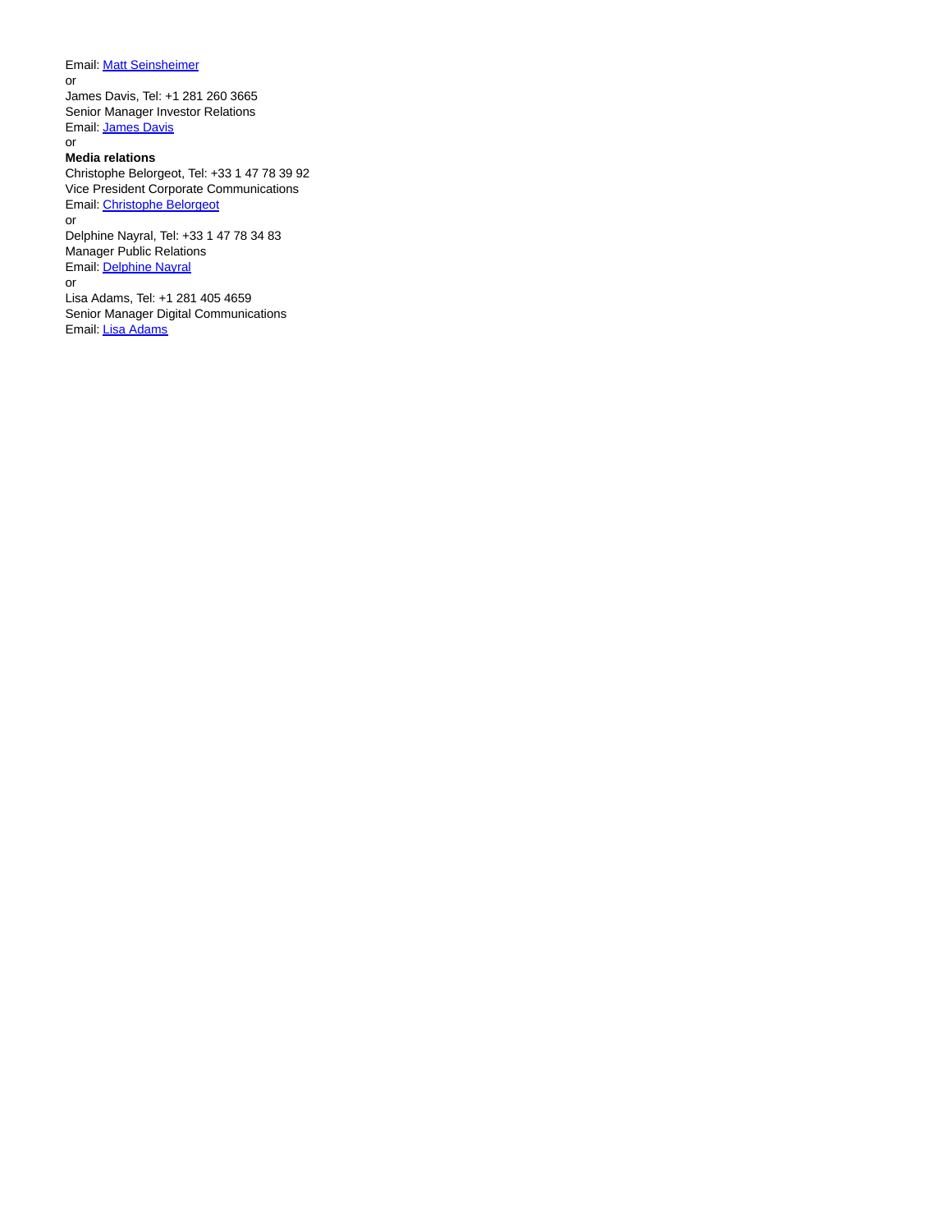Email: [Matt Seinsheimer]()
or
James Davis, Tel: +1 281 260 3665
Senior Manager Investor Relations
Email: [James Davis]()
or
**Media relations**
Christophe Belorgeot, Tel: +33 1 47 78 39 92
Vice President Corporate Communications
Email: [Christophe Belorgeot]()
or
Delphine Nayral, Tel: +33 1 47 78 34 83
Manager Public Relations
Email: [Delphine Nayral]()
or
Lisa Adams, Tel: +1 281 405 4659
Senior Manager Digital Communications
Email: [Lisa Adams]()